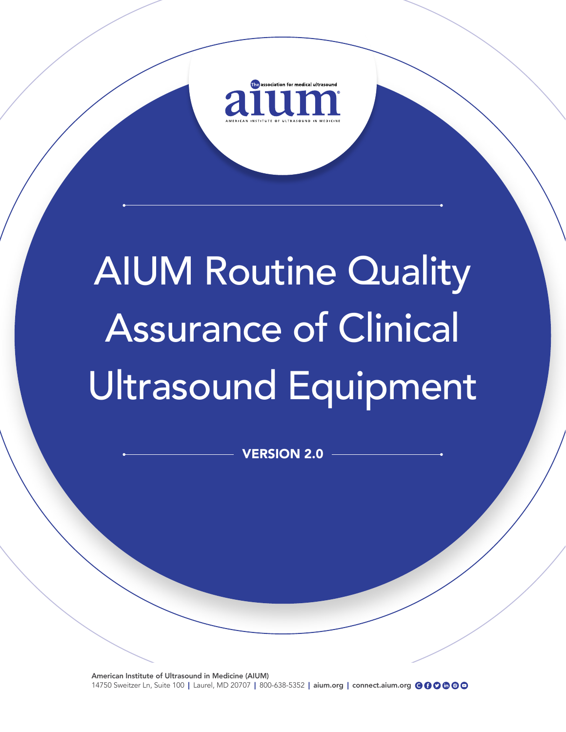The association for medical ultrasound

aium

AMERICAN INSTITUTE OF ULTRASOUND IN MEDICINE

# AIUM Routine Quality Assurance of Clinical Ultrasound Equipment

**VERSION 2.0**

**American Institute of Ultrasound in Medicine (AIUM)**
14750 Sweitzer Ln, Suite 100 | Laurel, MD 20707 | 800-638-5352 | **aium.org** | **connect.aium.org**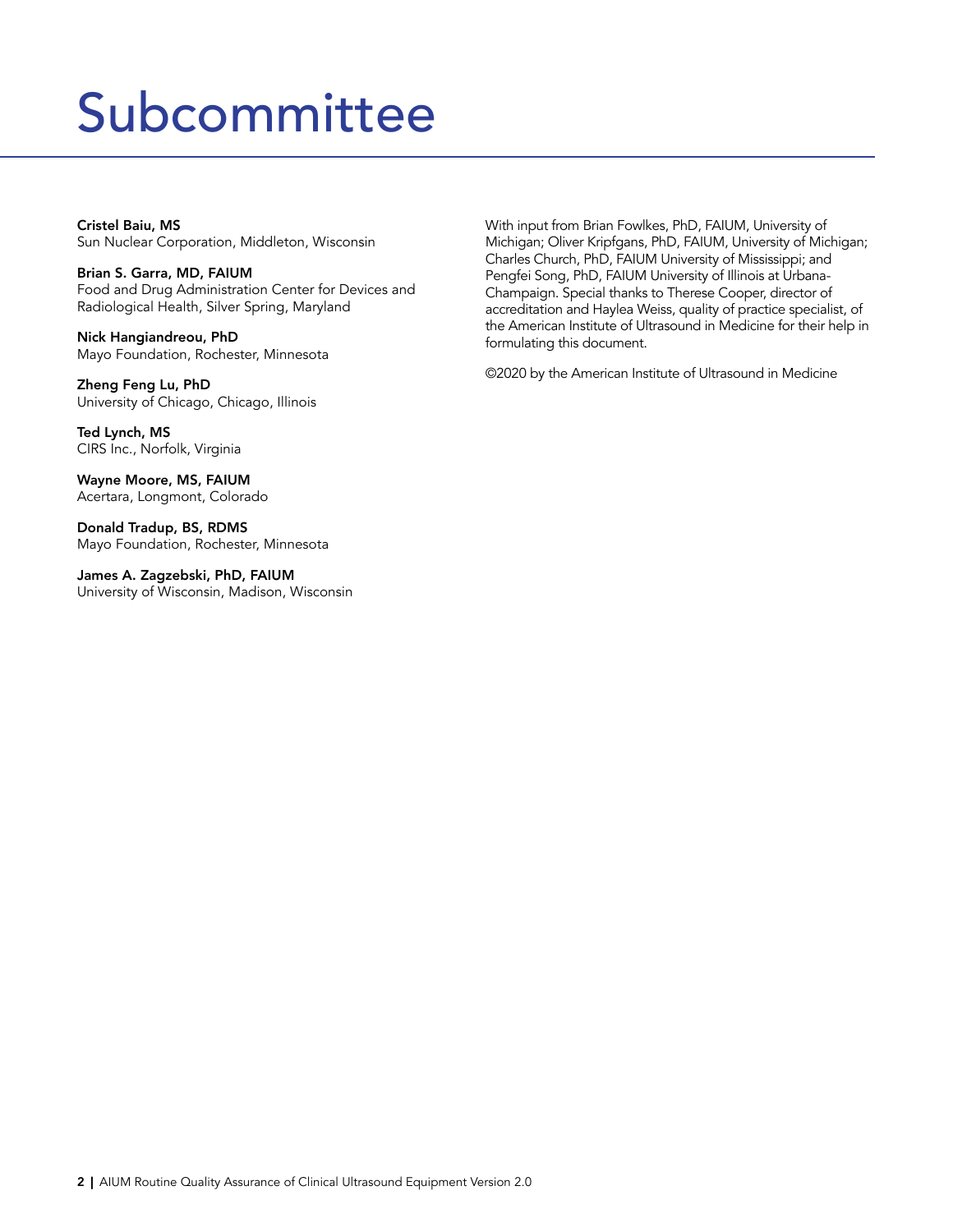# Subcommittee

**Cristel Baiu, MS**
Sun Nuclear Corporation, Middleton, Wisconsin

**Brian S. Garra, MD, FAIUM**
Food and Drug Administration Center for Devices and Radiological Health, Silver Spring, Maryland

**Nick Hangiandreou, PhD**
Mayo Foundation, Rochester, Minnesota

**Zheng Feng Lu, PhD**
University of Chicago, Chicago, Illinois

**Ted Lynch, MS**
CIRS Inc., Norfolk, Virginia

**Wayne Moore, MS, FAIUM**
Acertara, Longmont, Colorado

**Donald Tradup, BS, RDMS**
Mayo Foundation, Rochester, Minnesota

**James A. Zagzebski, PhD, FAIUM**
University of Wisconsin, Madison, Wisconsin

With input from Brian Fowlkes, PhD, FAIUM, University of Michigan; Oliver Kripfgans, PhD, FAIUM, University of Michigan; Charles Church, PhD, FAIUM University of Mississippi; and Pengfei Song, PhD, FAIUM University of Illinois at Urbana-Champaign. Special thanks to Therese Cooper, director of accreditation and Haylea Weiss, quality of practice specialist, of the American Institute of Ultrasound in Medicine for their help in formulating this document.

©2020 by the American Institute of Ultrasound in Medicine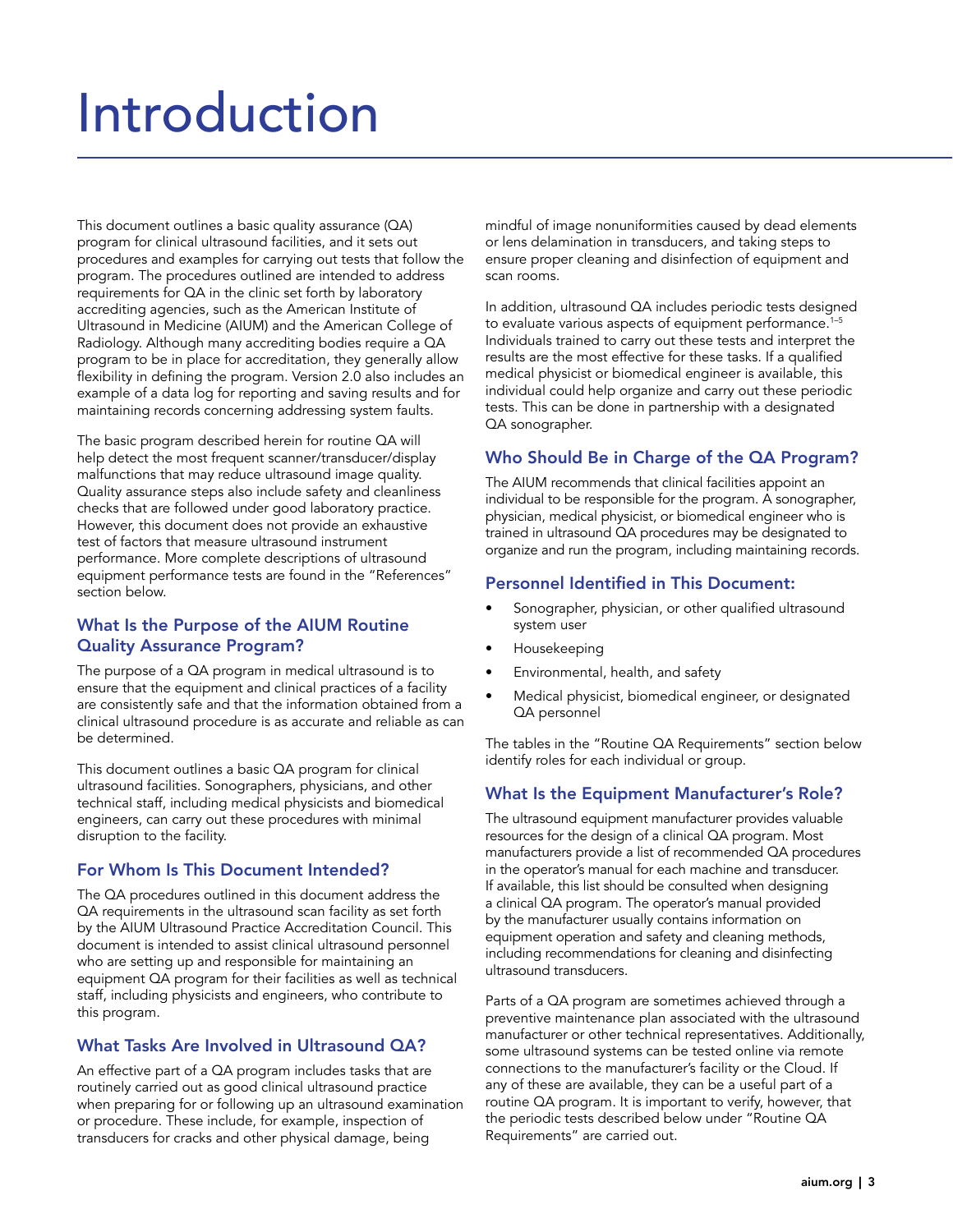# Introduction

This document outlines a basic quality assurance (QA) program for clinical ultrasound facilities, and it sets out procedures and examples for carrying out tests that follow the program. The procedures outlined are intended to address requirements for QA in the clinic set forth by laboratory accrediting agencies, such as the American Institute of Ultrasound in Medicine (AIUM) and the American College of Radiology. Although many accrediting bodies require a QA program to be in place for accreditation, they generally allow flexibility in defining the program. Version 2.0 also includes an example of a data log for reporting and saving results and for maintaining records concerning addressing system faults.

The basic program described herein for routine QA will help detect the most frequent scanner/transducer/display malfunctions that may reduce ultrasound image quality. Quality assurance steps also include safety and cleanliness checks that are followed under good laboratory practice. However, this document does not provide an exhaustive test of factors that measure ultrasound instrument performance. More complete descriptions of ultrasound equipment performance tests are found in the "References" section below.

## What Is the Purpose of the AIUM Routine Quality Assurance Program?

The purpose of a QA program in medical ultrasound is to ensure that the equipment and clinical practices of a facility are consistently safe and that the information obtained from a clinical ultrasound procedure is as accurate and reliable as can be determined.

This document outlines a basic QA program for clinical ultrasound facilities. Sonographers, physicians, and other technical staff, including medical physicists and biomedical engineers, can carry out these procedures with minimal disruption to the facility.

## For Whom Is This Document Intended?

The QA procedures outlined in this document address the QA requirements in the ultrasound scan facility as set forth by the AIUM Ultrasound Practice Accreditation Council. This document is intended to assist clinical ultrasound personnel who are setting up and responsible for maintaining an equipment QA program for their facilities as well as technical staff, including physicists and engineers, who contribute to this program.

## What Tasks Are Involved in Ultrasound QA?

An effective part of a QA program includes tasks that are routinely carried out as good clinical ultrasound practice when preparing for or following up an ultrasound examination or procedure. These include, for example, inspection of transducers for cracks and other physical damage, being mindful of image nonuniformities caused by dead elements or lens delamination in transducers, and taking steps to ensure proper cleaning and disinfection of equipment and scan rooms.

In addition, ultrasound QA includes periodic tests designed to evaluate various aspects of equipment performance.[1–5] Individuals trained to carry out these tests and interpret the results are the most effective for these tasks. If a qualified medical physicist or biomedical engineer is available, this individual could help organize and carry out these periodic tests. This can be done in partnership with a designated QA sonographer.

## Who Should Be in Charge of the QA Program?

The AIUM recommends that clinical facilities appoint an individual to be responsible for the program. A sonographer, physician, medical physicist, or biomedical engineer who is trained in ultrasound QA procedures may be designated to organize and run the program, including maintaining records.

## Personnel Identified in This Document:

- Sonographer, physician, or other qualified ultrasound system user
- Housekeeping
- Environmental, health, and safety
- Medical physicist, biomedical engineer, or designated QA personnel

The tables in the "Routine QA Requirements" section below identify roles for each individual or group.

## What Is the Equipment Manufacturer's Role?

The ultrasound equipment manufacturer provides valuable resources for the design of a clinical QA program. Most manufacturers provide a list of recommended QA procedures in the operator's manual for each machine and transducer. If available, this list should be consulted when designing a clinical QA program. The operator's manual provided by the manufacturer usually contains information on equipment operation and safety and cleaning methods, including recommendations for cleaning and disinfecting ultrasound transducers.

Parts of a QA program are sometimes achieved through a preventive maintenance plan associated with the ultrasound manufacturer or other technical representatives. Additionally, some ultrasound systems can be tested online via remote connections to the manufacturer's facility or the Cloud. If any of these are available, they can be a useful part of a routine QA program. It is important to verify, however, that the periodic tests described below under "Routine QA Requirements" are carried out.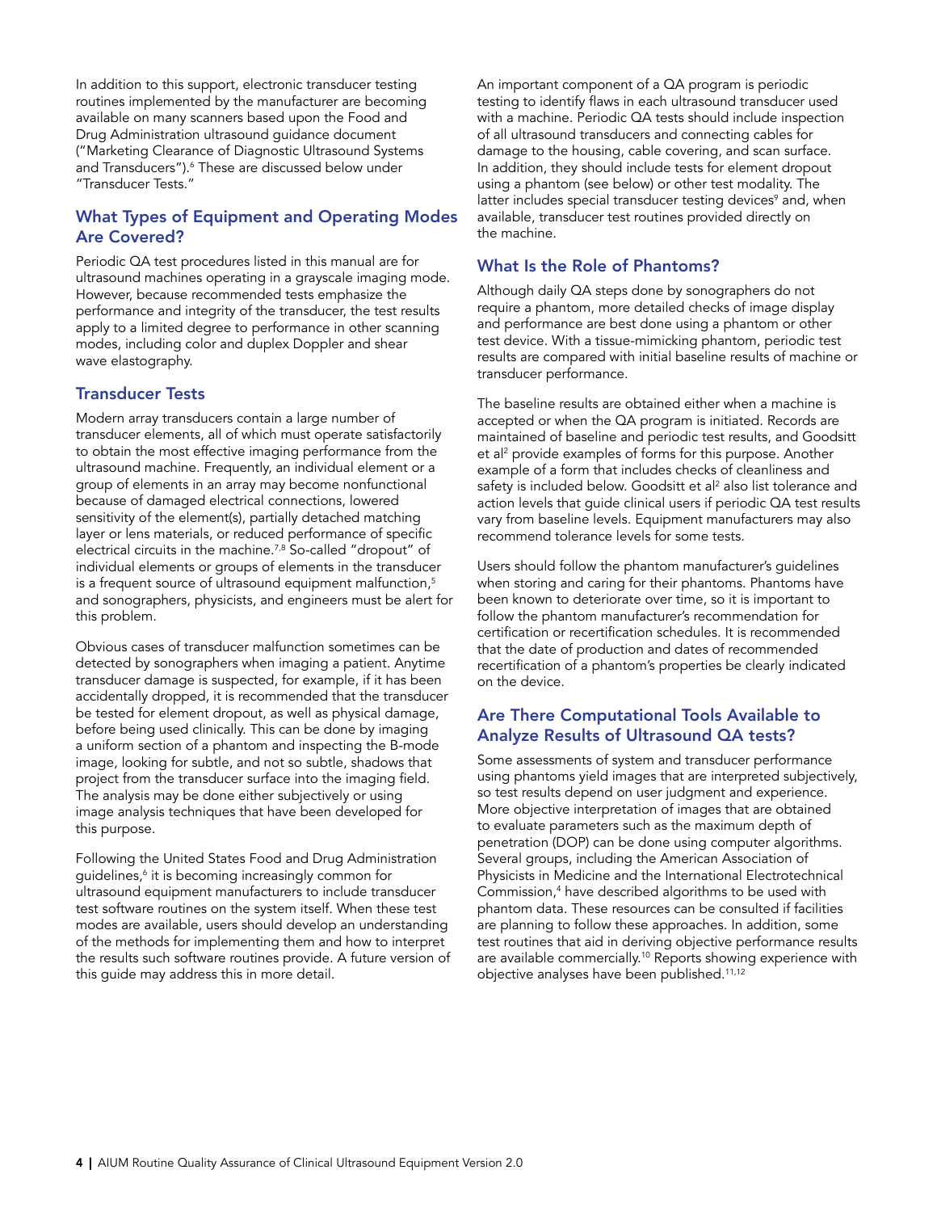In addition to this support, electronic transducer testing routines implemented by the manufacturer are becoming available on many scanners based upon the Food and Drug Administration ultrasound guidance document ("Marketing Clearance of Diagnostic Ultrasound Systems and Transducers").[6] These are discussed below under "Transducer Tests."

## What Types of Equipment and Operating Modes Are Covered?

Periodic QA test procedures listed in this manual are for ultrasound machines operating in a grayscale imaging mode. However, because recommended tests emphasize the performance and integrity of the transducer, the test results apply to a limited degree to performance in other scanning modes, including color and duplex Doppler and shear wave elastography.

## Transducer Tests

Modern array transducers contain a large number of transducer elements, all of which must operate satisfactorily to obtain the most effective imaging performance from the ultrasound machine. Frequently, an individual element or a group of elements in an array may become nonfunctional because of damaged electrical connections, lowered sensitivity of the element(s), partially detached matching layer or lens materials, or reduced performance of specific electrical circuits in the machine.[7,8] So-called "dropout" of individual elements or groups of elements in the transducer is a frequent source of ultrasound equipment malfunction,[5] and sonographers, physicists, and engineers must be alert for this problem.

Obvious cases of transducer malfunction sometimes can be detected by sonographers when imaging a patient. Anytime transducer damage is suspected, for example, if it has been accidentally dropped, it is recommended that the transducer be tested for element dropout, as well as physical damage, before being used clinically. This can be done by imaging a uniform section of a phantom and inspecting the B-mode image, looking for subtle, and not so subtle, shadows that project from the transducer surface into the imaging field. The analysis may be done either subjectively or using image analysis techniques that have been developed for this purpose.

Following the United States Food and Drug Administration guidelines,[6] it is becoming increasingly common for ultrasound equipment manufacturers to include transducer test software routines on the system itself. When these test modes are available, users should develop an understanding of the methods for implementing them and how to interpret the results such software routines provide. A future version of this guide may address this in more detail.

An important component of a QA program is periodic testing to identify flaws in each ultrasound transducer used with a machine. Periodic QA tests should include inspection of all ultrasound transducers and connecting cables for damage to the housing, cable covering, and scan surface. In addition, they should include tests for element dropout using a phantom (see below) or other test modality. The latter includes special transducer testing devices[9] and, when available, transducer test routines provided directly on the machine.

## What Is the Role of Phantoms?

Although daily QA steps done by sonographers do not require a phantom, more detailed checks of image display and performance are best done using a phantom or other test device. With a tissue-mimicking phantom, periodic test results are compared with initial baseline results of machine or transducer performance.

The baseline results are obtained either when a machine is accepted or when the QA program is initiated. Records are maintained of baseline and periodic test results, and Goodsitt et al[2] provide examples of forms for this purpose. Another example of a form that includes checks of cleanliness and safety is included below. Goodsitt et al[2] also list tolerance and action levels that guide clinical users if periodic QA test results vary from baseline levels. Equipment manufacturers may also recommend tolerance levels for some tests.

Users should follow the phantom manufacturer's guidelines when storing and caring for their phantoms. Phantoms have been known to deteriorate over time, so it is important to follow the phantom manufacturer's recommendation for certification or recertification schedules. It is recommended that the date of production and dates of recommended recertification of a phantom's properties be clearly indicated on the device.

## Are There Computational Tools Available to Analyze Results of Ultrasound QA tests?

Some assessments of system and transducer performance using phantoms yield images that are interpreted subjectively, so test results depend on user judgment and experience. More objective interpretation of images that are obtained to evaluate parameters such as the maximum depth of penetration (DOP) can be done using computer algorithms. Several groups, including the American Association of Physicists in Medicine and the International Electrotechnical Commission,[4] have described algorithms to be used with phantom data. These resources can be consulted if facilities are planning to follow these approaches. In addition, some test routines that aid in deriving objective performance results are available commercially.[10] Reports showing experience with objective analyses have been published.[11,12]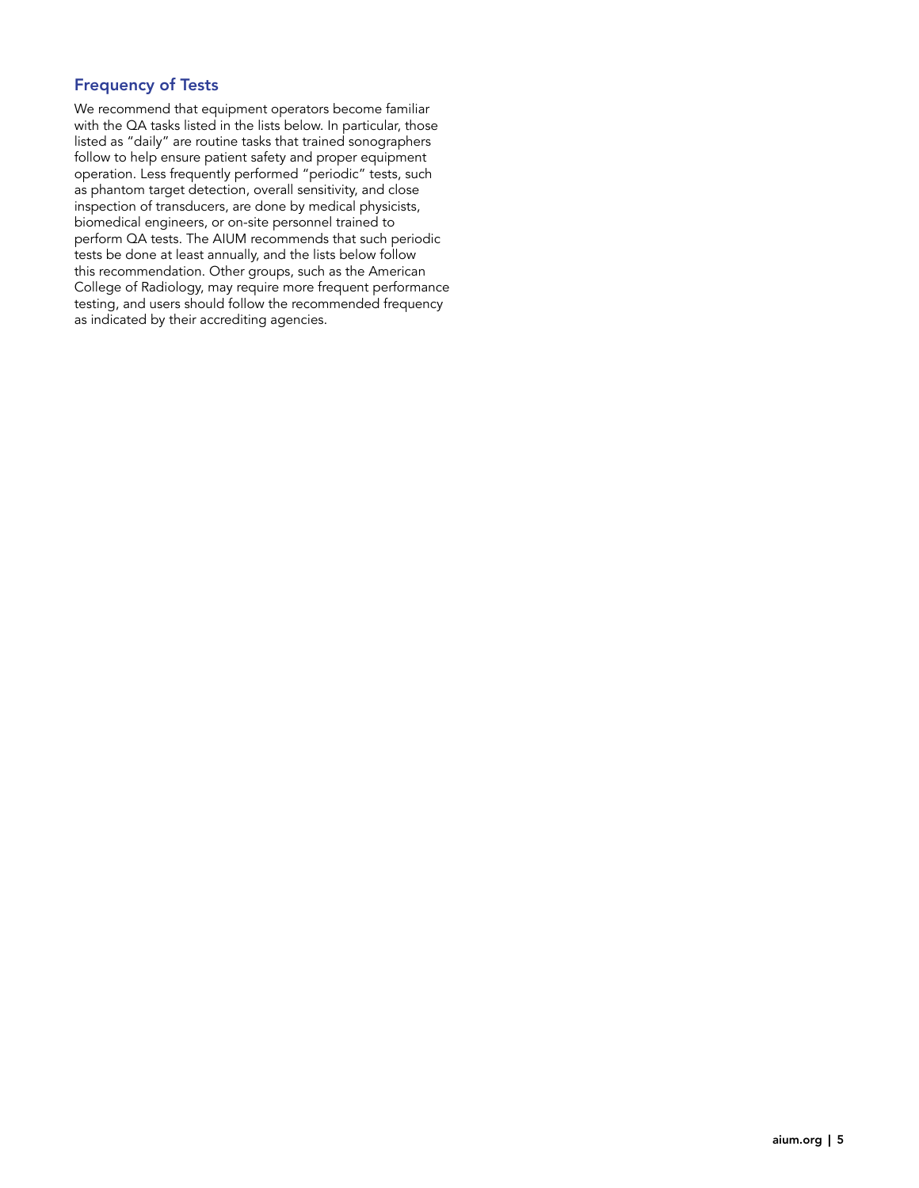## Frequency of Tests

We recommend that equipment operators become familiar with the QA tasks listed in the lists below. In particular, those listed as "daily" are routine tasks that trained sonographers follow to help ensure patient safety and proper equipment operation. Less frequently performed "periodic" tests, such as phantom target detection, overall sensitivity, and close inspection of transducers, are done by medical physicists, biomedical engineers, or on-site personnel trained to perform QA tests. The AIUM recommends that such periodic tests be done at least annually, and the lists below follow this recommendation. Other groups, such as the American College of Radiology, may require more frequent performance testing, and users should follow the recommended frequency as indicated by their accrediting agencies.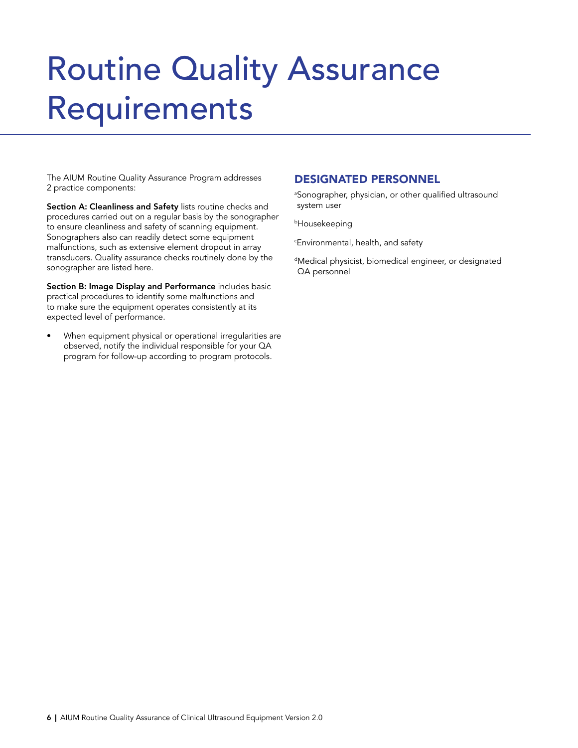# Routine Quality Assurance Requirements

The AIUM Routine Quality Assurance Program addresses 2 practice components:

**Section A: Cleanliness and Safety** lists routine checks and procedures carried out on a regular basis by the sonographer to ensure cleanliness and safety of scanning equipment. Sonographers also can readily detect some equipment malfunctions, such as extensive element dropout in array transducers. Quality assurance checks routinely done by the sonographer are listed here.

**Section B: Image Display and Performance** includes basic practical procedures to identify some malfunctions and to make sure the equipment operates consistently at its expected level of performance.

- When equipment physical or operational irregularities are observed, notify the individual responsible for your QA program for follow-up according to program protocols.

## DESIGNATED PERSONNEL

[a]Sonographer, physician, or other qualified ultrasound system user

[b]Housekeeping

[c]Environmental, health, and safety

[d]Medical physicist, biomedical engineer, or designated QA personnel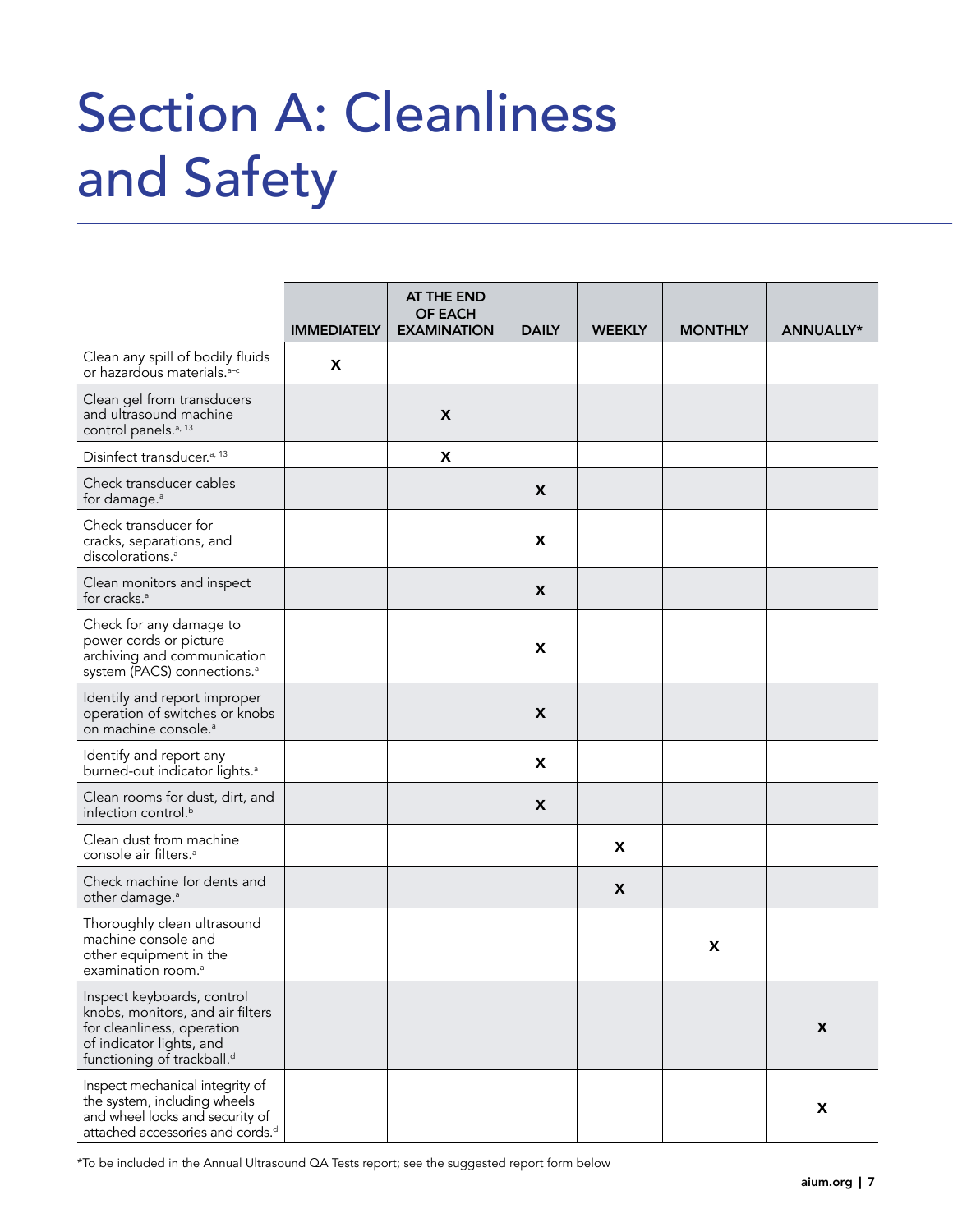# Section A: Cleanliness and Safety

| | IMMEDIATELY | AT THE END OF EACH EXAMINATION | DAILY | WEEKLY | MONTHLY | ANNUALLY* |
|---|---|---|---|---|---|---|
| Clean any spill of bodily fluids or hazardous materials.[a–c] | X | | | | | |
| Clean gel from transducers and ultrasound machine control panels.[a, 13] | | X | | | | |
| Disinfect transducer.[a, 13] | | X | | | | |
| Check transducer cables for damage.[a] | | | X | | | |
| Check transducer for cracks, separations, and discolorations.[a] | | | X | | | |
| Clean monitors and inspect for cracks.[a] | | | X | | | |
| Check for any damage to power cords or picture archiving and communication system (PACS) connections.[a] | | | X | | | |
| Identify and report improper operation of switches or knobs on machine console.[a] | | | X | | | |
| Identify and report any burned-out indicator lights.[a] | | | X | | | |
| Clean rooms for dust, dirt, and infection control.[b] | | | X | | | |
| Clean dust from machine console air filters.[a] | | | | X | | |
| Check machine for dents and other damage.[a] | | | | X | | |
| Thoroughly clean ultrasound machine console and other equipment in the examination room.[a] | | | | | X | |
| Inspect keyboards, control knobs, monitors, and air filters for cleanliness, operation of indicator lights, and functioning of trackball.[d] | | | | | | X |
| Inspect mechanical integrity of the system, including wheels and wheel locks and security of attached accessories and cords.[d] | | | | | | X |

*To be included in the Annual Ultrasound QA Tests report; see the suggested report form below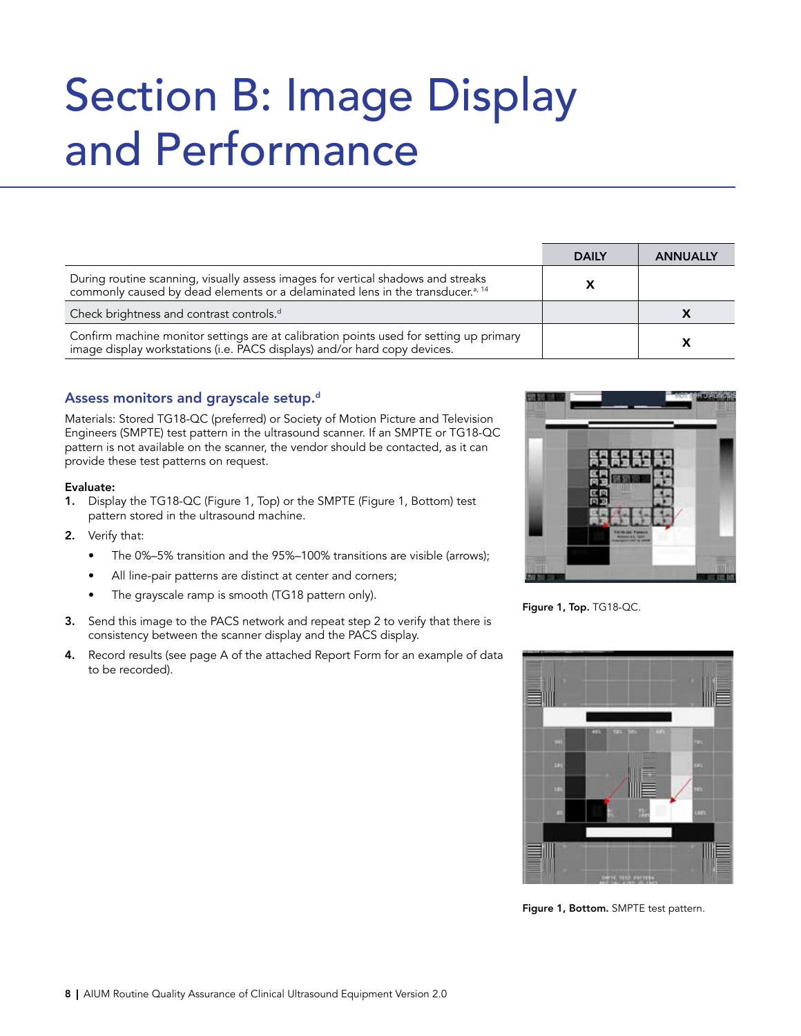# Section B: Image Display and Performance

| | DAILY | ANNUALLY |
|---|---|---|
| During routine scanning, visually assess images for vertical shadows and streaks commonly caused by dead elements or a delaminated lens in the transducer.[a, 14] | X | |
| Check brightness and contrast controls.[d] | | X |
| Confirm machine monitor settings are at calibration points used for setting up primary image display workstations (i.e. PACS displays) and/or hard copy devices. | | X |

### Assess monitors and grayscale setup.[d]

Materials: Stored TG18-QC (preferred) or Society of Motion Picture and Television Engineers (SMPTE) test pattern in the ultrasound scanner. If an SMPTE or TG18-QC pattern is not available on the scanner, the vendor should be contacted, as it can provide these test patterns on request.

**Evaluate:**

1. Display the TG18-QC (Figure 1, Top) or the SMPTE (Figure 1, Bottom) test pattern stored in the ultrasound machine.
2. Verify that:
   - The 0%–5% transition and the 95%–100% transitions are visible (arrows);
   - All line-pair patterns are distinct at center and corners;
   - The grayscale ramp is smooth (TG18 pattern only).
3. Send this image to the PACS network and repeat step 2 to verify that there is consistency between the scanner display and the PACS display.
4. Record results (see page A of the attached Report Form for an example of data to be recorded).

**Figure 1, Top.** TG18-QC.

**Figure 1, Bottom.** SMPTE test pattern.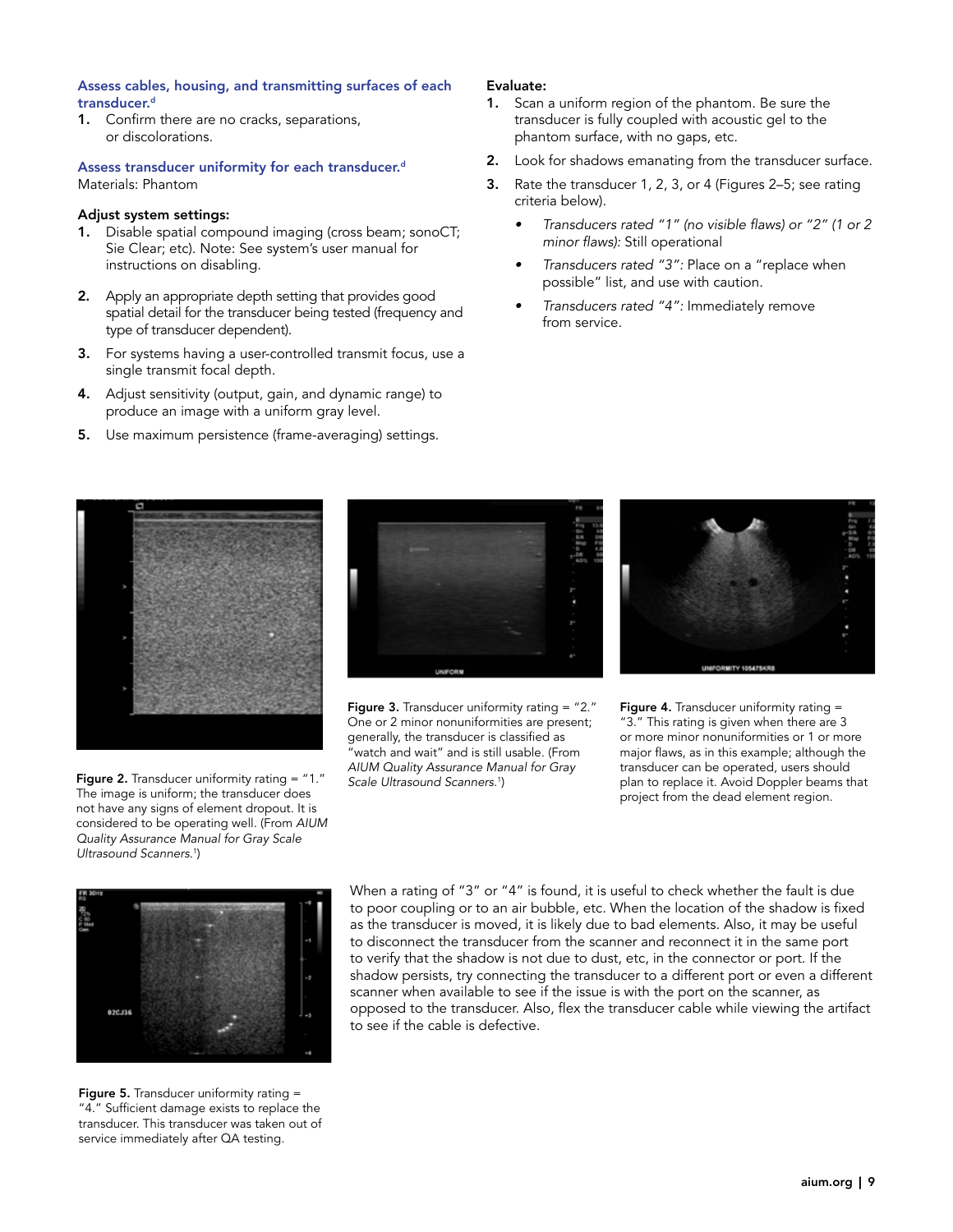### Assess cables, housing, and transmitting surfaces of each transducer.[d]

1. Confirm there are no cracks, separations, or discolorations.

### Assess transducer uniformity for each transducer.[d]

Materials: Phantom

**Adjust system settings:**

1. Disable spatial compound imaging (cross beam; sonoCT; Sie Clear; etc). Note: See system's user manual for instructions on disabling.
2. Apply an appropriate depth setting that provides good spatial detail for the transducer being tested (frequency and type of transducer dependent).
3. For systems having a user-controlled transmit focus, use a single transmit focal depth.
4. Adjust sensitivity (output, gain, and dynamic range) to produce an image with a uniform gray level.
5. Use maximum persistence (frame-averaging) settings.

**Evaluate:**

1. Scan a uniform region of the phantom. Be sure the transducer is fully coupled with acoustic gel to the phantom surface, with no gaps, etc.
2. Look for shadows emanating from the transducer surface.
3. Rate the transducer 1, 2, 3, or 4 (Figures 2–5; see rating criteria below).
   - *Transducers rated "1" (no visible flaws) or "2" (1 or 2 minor flaws):* Still operational
   - *Transducers rated "3":* Place on a "replace when possible" list, and use with caution.
   - *Transducers rated "4":* Immediately remove from service.

**Figure 2.** Transducer uniformity rating = "1." The image is uniform; the transducer does not have any signs of element dropout. It is considered to be operating well. (From *AIUM Quality Assurance Manual for Gray Scale Ultrasound Scanners.*[1])

**Figure 3.** Transducer uniformity rating = "2." One or 2 minor nonuniformities are present; generally, the transducer is classified as "watch and wait" and is still usable. (From *AIUM Quality Assurance Manual for Gray Scale Ultrasound Scanners.*[1])

**Figure 4.** Transducer uniformity rating = "3." This rating is given when there are 3 or more minor nonuniformities or 1 or more major flaws, as in this example; although the transducer can be operated, users should plan to replace it. Avoid Doppler beams that project from the dead element region.

**Figure 5.** Transducer uniformity rating = "4." Sufficient damage exists to replace the transducer. This transducer was taken out of service immediately after QA testing.

When a rating of "3" or "4" is found, it is useful to check whether the fault is due to poor coupling or to an air bubble, etc. When the location of the shadow is fixed as the transducer is moved, it is likely due to bad elements. Also, it may be useful to disconnect the transducer from the scanner and reconnect it in the same port to verify that the shadow is not due to dust, etc, in the connector or port. If the shadow persists, try connecting the transducer to a different port or even a different scanner when available to see if the issue is with the port on the scanner, as opposed to the transducer. Also, flex the transducer cable while viewing the artifact to see if the cable is defective.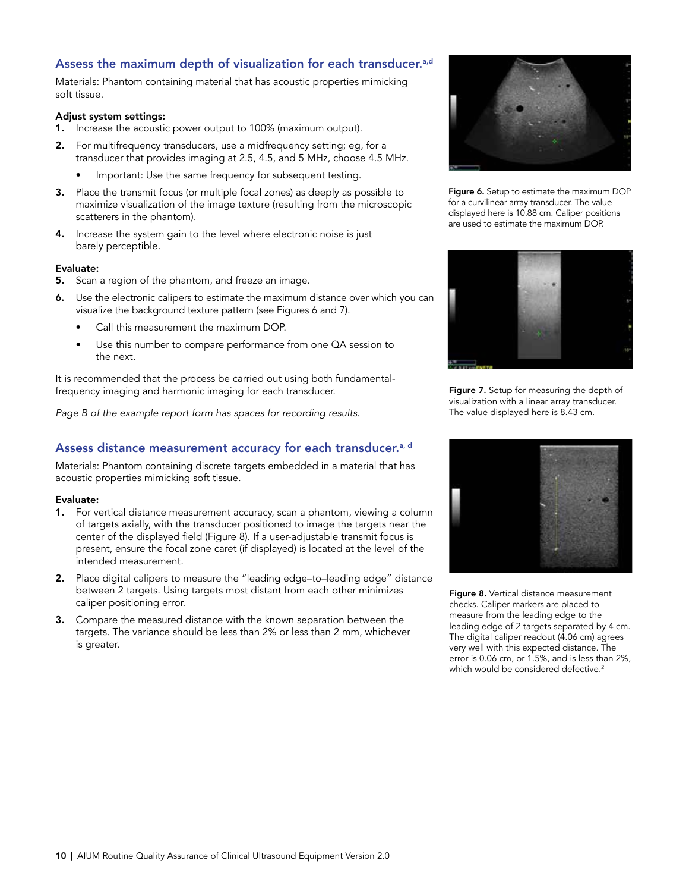## Assess the maximum depth of visualization for each transducer.[a,d]

Materials: Phantom containing material that has acoustic properties mimicking soft tissue.

**Adjust system settings:**

1. Increase the acoustic power output to 100% (maximum output).
2. For multifrequency transducers, use a midfrequency setting; eg, for a transducer that provides imaging at 2.5, 4.5, and 5 MHz, choose 4.5 MHz.
   - Important: Use the same frequency for subsequent testing.
3. Place the transmit focus (or multiple focal zones) as deeply as possible to maximize visualization of the image texture (resulting from the microscopic scatterers in the phantom).
4. Increase the system gain to the level where electronic noise is just barely perceptible.

**Evaluate:**

5. Scan a region of the phantom, and freeze an image.
6. Use the electronic calipers to estimate the maximum distance over which you can visualize the background texture pattern (see Figures 6 and 7).
   - Call this measurement the maximum DOP.
   - Use this number to compare performance from one QA session to the next.

It is recommended that the process be carried out using both fundamental-frequency imaging and harmonic imaging for each transducer.

*Page B of the example report form has spaces for recording results.*

**Figure 6.** Setup to estimate the maximum DOP for a curvilinear array transducer. The value displayed here is 10.88 cm. Caliper positions are used to estimate the maximum DOP.

**Figure 7.** Setup for measuring the depth of visualization with a linear array transducer. The value displayed here is 8.43 cm.

## Assess distance measurement accuracy for each transducer.[a, d]

Materials: Phantom containing discrete targets embedded in a material that has acoustic properties mimicking soft tissue.

**Evaluate:**

1. For vertical distance measurement accuracy, scan a phantom, viewing a column of targets axially, with the transducer positioned to image the targets near the center of the displayed field (Figure 8). If a user-adjustable transmit focus is present, ensure the focal zone caret (if displayed) is located at the level of the intended measurement.
2. Place digital calipers to measure the "leading edge–to–leading edge" distance between 2 targets. Using targets most distant from each other minimizes caliper positioning error.
3. Compare the measured distance with the known separation between the targets. The variance should be less than 2% or less than 2 mm, whichever is greater.

**Figure 8.** Vertical distance measurement checks. Caliper markers are placed to measure from the leading edge to the leading edge of 2 targets separated by 4 cm. The digital caliper readout (4.06 cm) agrees very well with this expected distance. The error is 0.06 cm, or 1.5%, and is less than 2%, which would be considered defective.[2]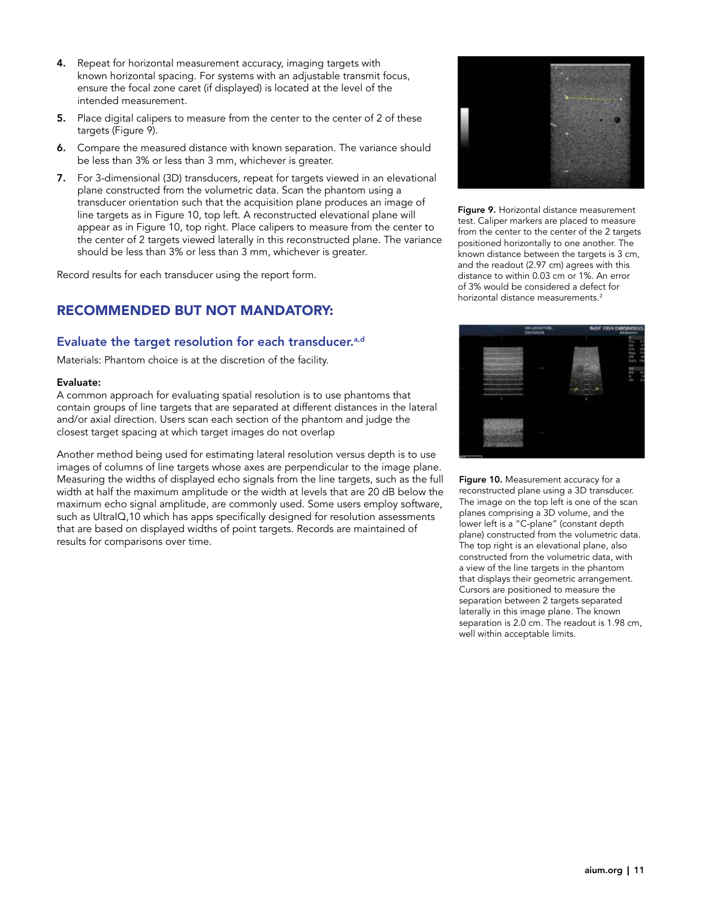4. Repeat for horizontal measurement accuracy, imaging targets with known horizontal spacing. For systems with an adjustable transmit focus, ensure the focal zone caret (if displayed) is located at the level of the intended measurement.
5. Place digital calipers to measure from the center to the center of 2 of these targets (Figure 9).
6. Compare the measured distance with known separation. The variance should be less than 3% or less than 3 mm, whichever is greater.
7. For 3-dimensional (3D) transducers, repeat for targets viewed in an elevational plane constructed from the volumetric data. Scan the phantom using a transducer orientation such that the acquisition plane produces an image of line targets as in Figure 10, top left. A reconstructed elevational plane will appear as in Figure 10, top right. Place calipers to measure from the center to the center of 2 targets viewed laterally in this reconstructed plane. The variance should be less than 3% or less than 3 mm, whichever is greater.

Record results for each transducer using the report form.

**Figure 9.** Horizontal distance measurement test. Caliper markers are placed to measure from the center to the center of the 2 targets positioned horizontally to one another. The known distance between the targets is 3 cm, and the readout (2.97 cm) agrees with this distance to within 0.03 cm or 1%. An error of 3% would be considered a defect for horizontal distance measurements.[2]

**Figure 10.** Measurement accuracy for a reconstructed plane using a 3D transducer. The image on the top left is one of the scan planes comprising a 3D volume, and the lower left is a "C-plane" (constant depth plane) constructed from the volumetric data. The top right is an elevational plane, also constructed from the volumetric data, with a view of the line targets in the phantom that displays their geometric arrangement. Cursors are positioned to measure the separation between 2 targets separated laterally in this image plane. The known separation is 2.0 cm. The readout is 1.98 cm, well within acceptable limits.

## RECOMMENDED BUT NOT MANDATORY:

### Evaluate the target resolution for each transducer.[a,d]

Materials: Phantom choice is at the discretion of the facility.

**Evaluate:**

A common approach for evaluating spatial resolution is to use phantoms that contain groups of line targets that are separated at different distances in the lateral and/or axial direction. Users scan each section of the phantom and judge the closest target spacing at which target images do not overlap

Another method being used for estimating lateral resolution versus depth is to use images of columns of line targets whose axes are perpendicular to the image plane. Measuring the widths of displayed echo signals from the line targets, such as the full width at half the maximum amplitude or the width at levels that are 20 dB below the maximum echo signal amplitude, are commonly used. Some users employ software, such as UltraIQ,10 which has apps specifically designed for resolution assessments that are based on displayed widths of point targets. Records are maintained of results for comparisons over time.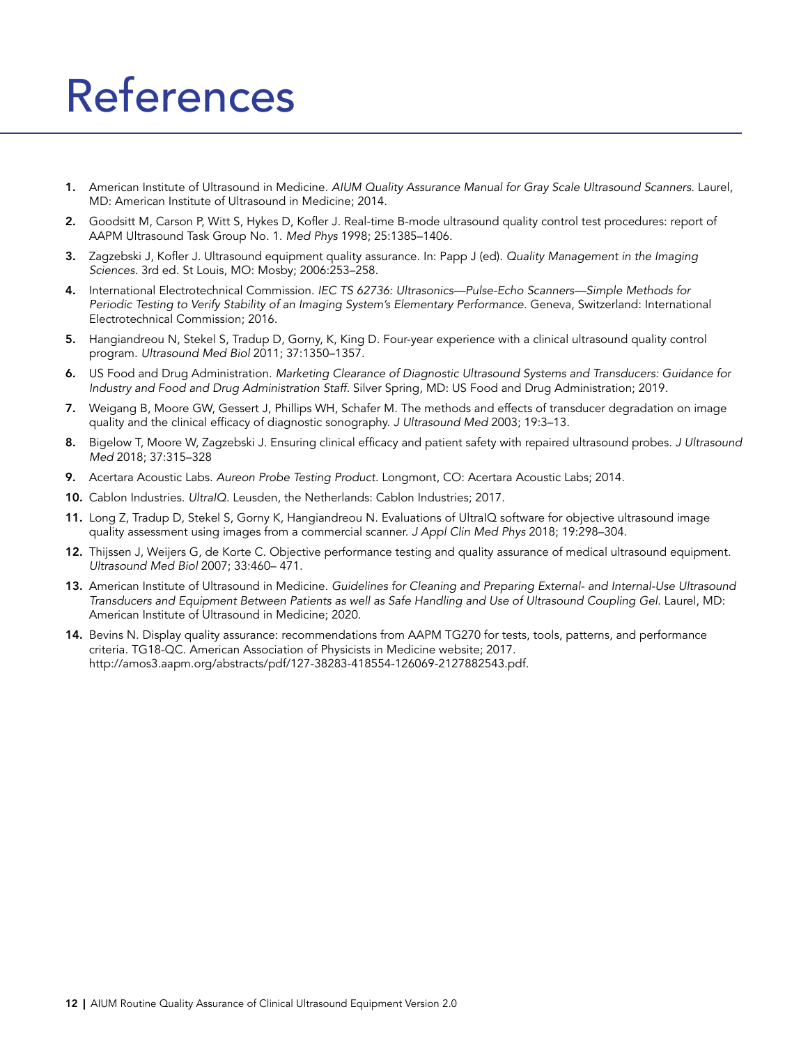# References

1. American Institute of Ultrasound in Medicine. *AIUM Quality Assurance Manual for Gray Scale Ultrasound Scanners.* Laurel, MD: American Institute of Ultrasound in Medicine; 2014.
2. Goodsitt M, Carson P, Witt S, Hykes D, Kofler J. Real-time B-mode ultrasound quality control test procedures: report of AAPM Ultrasound Task Group No. 1. *Med Phys* 1998; 25:1385–1406.
3. Zagzebski J, Kofler J. Ultrasound equipment quality assurance. In: Papp J (ed). *Quality Management in the Imaging Sciences.* 3rd ed. St Louis, MO: Mosby; 2006:253–258.
4. International Electrotechnical Commission. *IEC TS 62736: Ultrasonics—Pulse-Echo Scanners—Simple Methods for Periodic Testing to Verify Stability of an Imaging System's Elementary Performance*. Geneva, Switzerland: International Electrotechnical Commission; 2016.
5. Hangiandreou N, Stekel S, Tradup D, Gorny, K, King D. Four-year experience with a clinical ultrasound quality control program. *Ultrasound Med Biol* 2011; 37:1350–1357.
6. US Food and Drug Administration. *Marketing Clearance of Diagnostic Ultrasound Systems and Transducers: Guidance for Industry and Food and Drug Administration Staff*. Silver Spring, MD: US Food and Drug Administration; 2019.
7. Weigang B, Moore GW, Gessert J, Phillips WH, Schafer M. The methods and effects of transducer degradation on image quality and the clinical efficacy of diagnostic sonography. *J Ultrasound Med* 2003; 19:3–13.
8. Bigelow T, Moore W, Zagzebski J. Ensuring clinical efficacy and patient safety with repaired ultrasound probes. *J Ultrasound Med* 2018; 37:315–328
9. Acertara Acoustic Labs. *Aureon Probe Testing Product.* Longmont, CO: Acertara Acoustic Labs; 2014.
10. Cablon Industries. *UltraIQ.* Leusden, the Netherlands: Cablon Industries; 2017.
11. Long Z, Tradup D, Stekel S, Gorny K, Hangiandreou N. Evaluations of UltraIQ software for objective ultrasound image quality assessment using images from a commercial scanner. *J Appl Clin Med Phys* 2018; 19:298–304.
12. Thijssen J, Weijers G, de Korte C. Objective performance testing and quality assurance of medical ultrasound equipment. *Ultrasound Med Biol* 2007; 33:460– 471.
13. American Institute of Ultrasound in Medicine. *Guidelines for Cleaning and Preparing External- and Internal-Use Ultrasound Transducers and Equipment Between Patients as well as Safe Handling and Use of Ultrasound Coupling Gel.* Laurel, MD: American Institute of Ultrasound in Medicine; 2020.
14. Bevins N. Display quality assurance: recommendations from AAPM TG270 for tests, tools, patterns, and performance criteria. TG18-QC. American Association of Physicists in Medicine website; 2017. http://amos3.aapm.org/abstracts/pdf/127-38283-418554-126069-2127882543.pdf.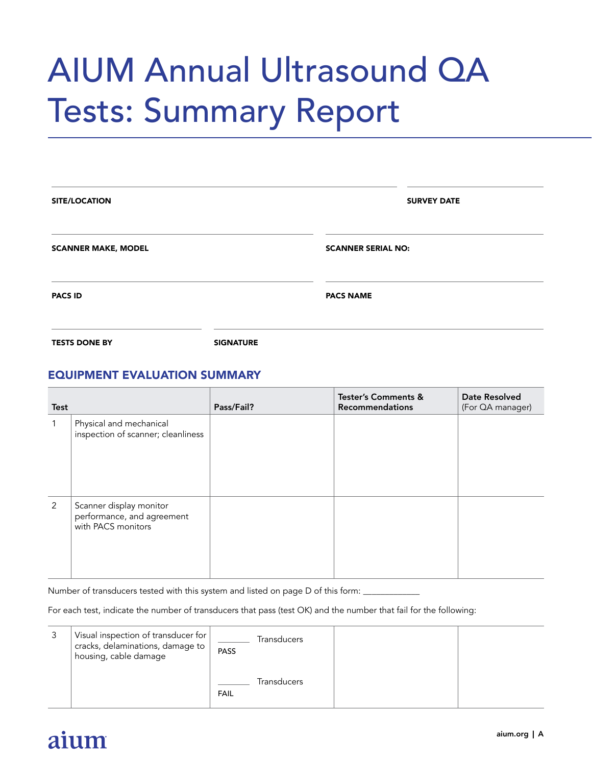# AIUM Annual Ultrasound QA Tests: Summary Report

**SITE/LOCATION** ____________________ **SURVEY DATE** ____________________

**SCANNER MAKE, MODEL** ____________________ **SCANNER SERIAL NO:** ____________________

**PACS ID** ____________________ **PACS NAME** ____________________

**TESTS DONE BY** ____________________ **SIGNATURE** ____________________

## EQUIPMENT EVALUATION SUMMARY

| Test | | Pass/Fail? | Tester's Comments & Recommendations | Date Resolved (For QA manager) |
|---|---|---|---|---|
| 1 | Physical and mechanical inspection of scanner; cleanliness | | | |
| 2 | Scanner display monitor performance, and agreement with PACS monitors | | | |

Number of transducers tested with this system and listed on page D of this form: ____________

For each test, indicate the number of transducers that pass (test OK) and the number that fail for the following:

| | | | | |
|---|---|---|---|---|
| 3 | Visual inspection of transducer for cracks, delaminations, damage to housing, cable damage | _______ Transducers PASS<br>_______ Transducers FAIL | | |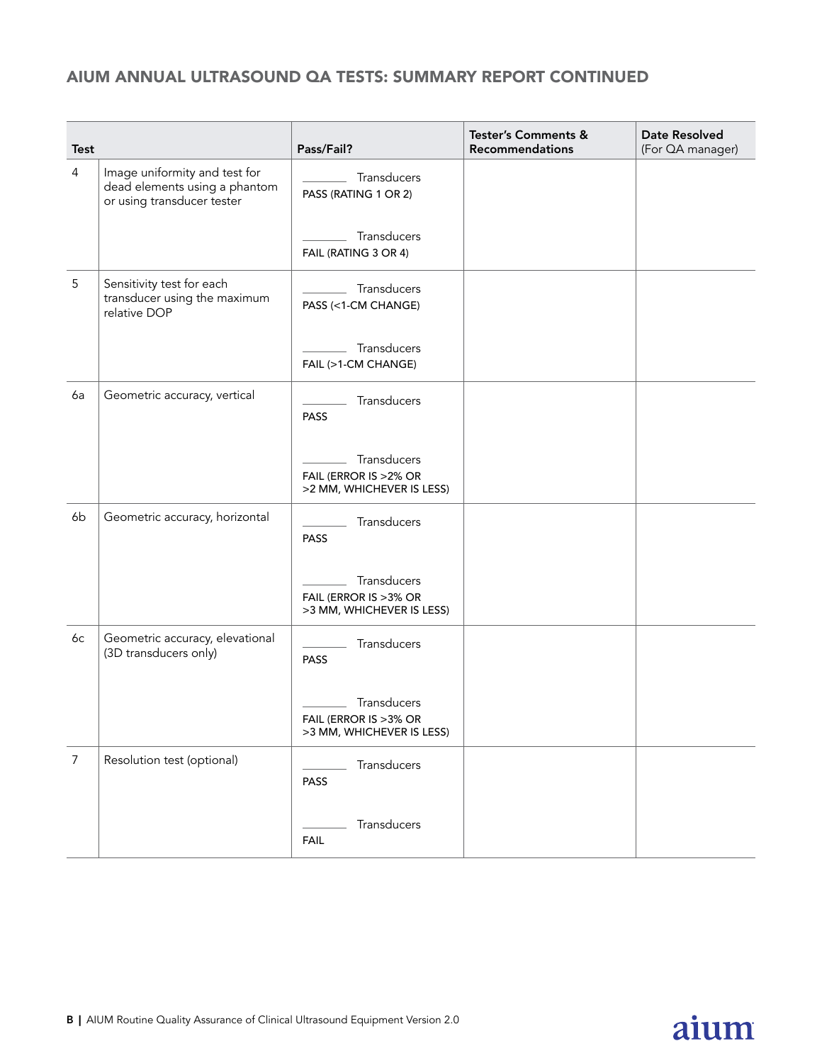## AIUM ANNUAL ULTRASOUND QA TESTS: SUMMARY REPORT CONTINUED

| Test | | Pass/Fail? | Tester's Comments & Recommendations | Date Resolved (For QA manager) |
|---|---|---|---|---|
| 4 | Image uniformity and test for dead elements using a phantom or using transducer tester | ______ Transducers PASS (RATING 1 OR 2)<br><br>______ Transducers FAIL (RATING 3 OR 4) | | |
| 5 | Sensitivity test for each transducer using the maximum relative DOP | ______ Transducers PASS (<1-CM CHANGE)<br><br>______ Transducers FAIL (>1-CM CHANGE) | | |
| 6a | Geometric accuracy, vertical | ______ Transducers PASS<br><br>______ Transducers FAIL (ERROR IS >2% OR >2 MM, WHICHEVER IS LESS) | | |
| 6b | Geometric accuracy, horizontal | ______ Transducers PASS<br><br>______ Transducers FAIL (ERROR IS >3% OR >3 MM, WHICHEVER IS LESS) | | |
| 6c | Geometric accuracy, elevational (3D transducers only) | ______ Transducers PASS<br><br>______ Transducers FAIL (ERROR IS >3% OR >3 MM, WHICHEVER IS LESS) | | |
| 7 | Resolution test (optional) | ______ Transducers PASS<br><br>______ Transducers FAIL | | |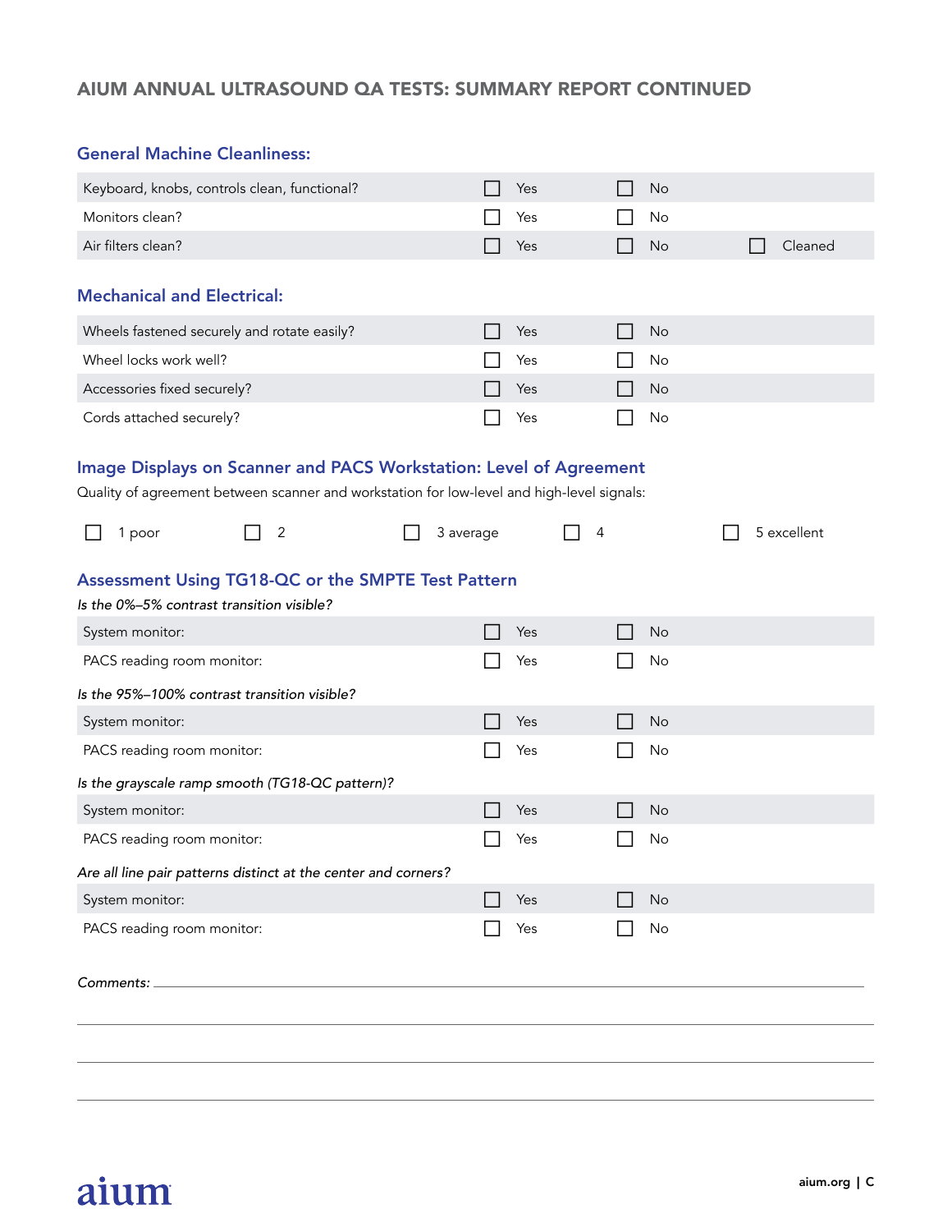## AIUM ANNUAL ULTRASOUND QA TESTS: SUMMARY REPORT CONTINUED

### General Machine Cleanliness:

| | | | |
|---|---|---|---|
| Keyboard, knobs, controls clean, functional? | ☐ Yes | ☐ No | |
| Monitors clean? | ☐ Yes | ☐ No | |
| Air filters clean? | ☐ Yes | ☐ No | ☐ Cleaned |

### Mechanical and Electrical:

| | | |
|---|---|---|
| Wheels fastened securely and rotate easily? | ☐ Yes | ☐ No |
| Wheel locks work well? | ☐ Yes | ☐ No |
| Accessories fixed securely? | ☐ Yes | ☐ No |
| Cords attached securely? | ☐ Yes | ☐ No |

### Image Displays on Scanner and PACS Workstation: Level of Agreement

Quality of agreement between scanner and workstation for low-level and high-level signals:

☐ 1 poor ☐ 2 ☐ 3 average ☐ 4 ☐ 5 excellent

### Assessment Using TG18-QC or the SMPTE Test Pattern

*Is the 0%–5% contrast transition visible?*

| | | |
|---|---|---|
| System monitor: | ☐ Yes | ☐ No |
| PACS reading room monitor: | ☐ Yes | ☐ No |

*Is the 95%–100% contrast transition visible?*

| | | |
|---|---|---|
| System monitor: | ☐ Yes | ☐ No |
| PACS reading room monitor: | ☐ Yes | ☐ No |

*Is the grayscale ramp smooth (TG18-QC pattern)?*

| | | |
|---|---|---|
| System monitor: | ☐ Yes | ☐ No |
| PACS reading room monitor: | ☐ Yes | ☐ No |

*Are all line pair patterns distinct at the center and corners?*

| | | |
|---|---|---|
| System monitor: | ☐ Yes | ☐ No |
| PACS reading room monitor: | ☐ Yes | ☐ No |

*Comments:* ______________________________________________

______________________________________________

______________________________________________

______________________________________________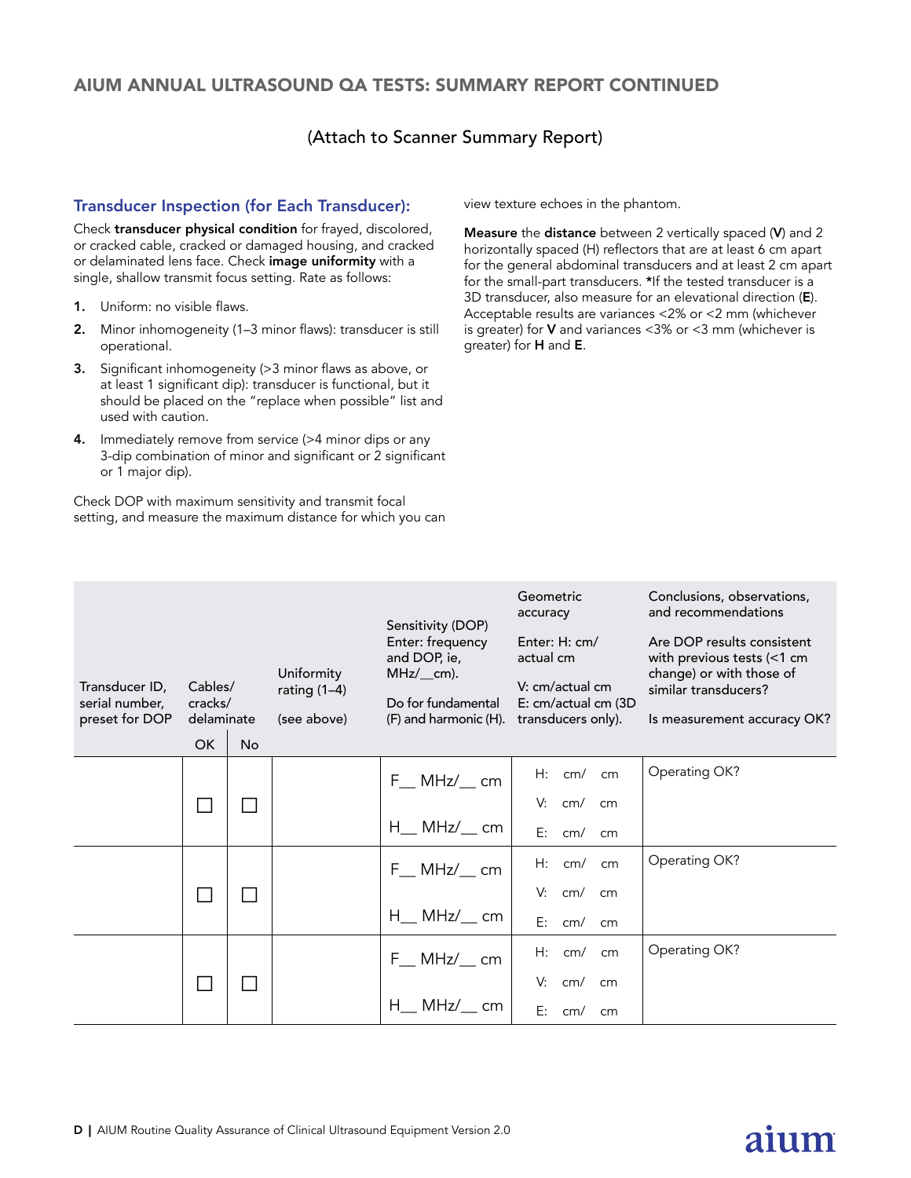## AIUM ANNUAL ULTRASOUND QA TESTS: SUMMARY REPORT CONTINUED

(Attach to Scanner Summary Report)

### Transducer Inspection (for Each Transducer):

Check **transducer physical condition** for frayed, discolored, or cracked cable, cracked or damaged housing, and cracked or delaminated lens face. Check **image uniformity** with a single, shallow transmit focus setting. Rate as follows:

1. Uniform: no visible flaws.
2. Minor inhomogeneity (1–3 minor flaws): transducer is still operational.
3. Significant inhomogeneity (>3 minor flaws as above, or at least 1 significant dip): transducer is functional, but it should be placed on the "replace when possible" list and used with caution.
4. Immediately remove from service (>4 minor dips or any 3-dip combination of minor and significant or 2 significant or 1 major dip).

Check DOP with maximum sensitivity and transmit focal setting, and measure the maximum distance for which you can view texture echoes in the phantom.

**Measure** the **distance** between 2 vertically spaced (**V**) and 2 horizontally spaced (H) reflectors that are at least 6 cm apart for the general abdominal transducers and at least 2 cm apart for the small-part transducers. *If the tested transducer is a 3D transducer, also measure for an elevational direction (**E**). Acceptable results are variances <2% or <2 mm (whichever is greater) for **V** and variances <3% or <3 mm (whichever is greater) for **H** and **E**.

| Transducer ID, serial number, preset for DOP | Cables/ cracks/ delaminate | | Uniformity rating (1–4) (see above) | Sensitivity (DOP) Enter: frequency and DOP, ie, MHz/__cm). Do for fundamental (F) and harmonic (H). | Geometric accuracy Enter: H: cm/ actual cm V: cm/actual cm E: cm/actual cm (3D transducers only). | Conclusions, observations, and recommendations Are DOP results consistent with previous tests (<1 cm change) or with those of similar transducers? Is measurement accuracy OK? |
|---|---|---|---|---|---|---|
| | OK | No | | | | |
| | ☐ | ☐ | | F__ MHz/__ cm<br>H__ MHz/__ cm | H: cm/ cm<br>V: cm/ cm<br>E: cm/ cm | Operating OK? |
| | ☐ | ☐ | | F__ MHz/__ cm<br>H__ MHz/__ cm | H: cm/ cm<br>V: cm/ cm<br>E: cm/ cm | Operating OK? |
| | ☐ | ☐ | | F__ MHz/__ cm<br>H__ MHz/__ cm | H: cm/ cm<br>V: cm/ cm<br>E: cm/ cm | Operating OK? |